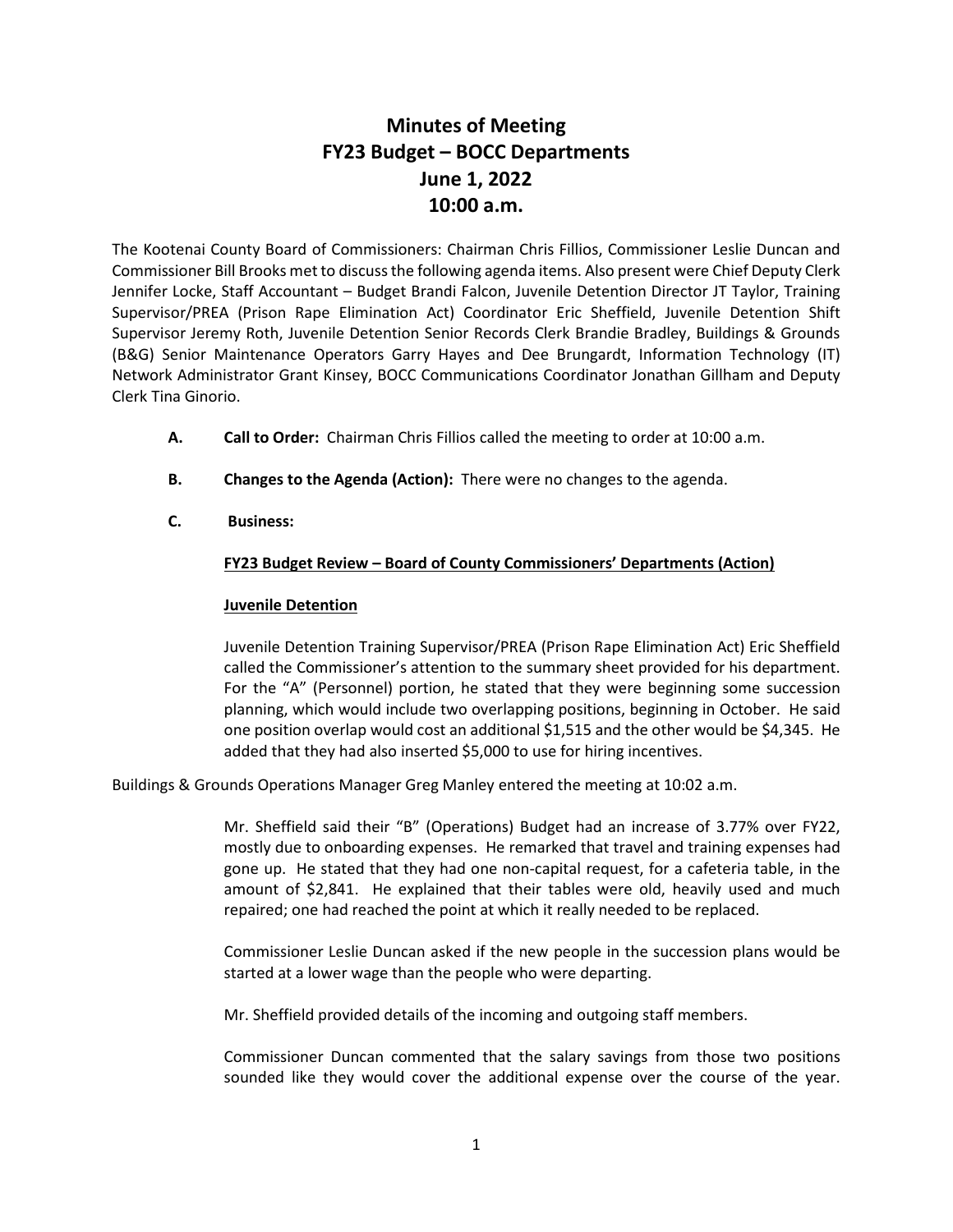# Minutes of Meeting
# FY23 Budget – BOCC Departments
# June 1, 2022
# 10:00 a.m.

The Kootenai County Board of Commissioners: Chairman Chris Fillios, Commissioner Leslie Duncan and Commissioner Bill Brooks met to discuss the following agenda items. Also present were Chief Deputy Clerk Jennifer Locke, Staff Accountant – Budget Brandi Falcon, Juvenile Detention Director JT Taylor, Training Supervisor/PREA (Prison Rape Elimination Act) Coordinator Eric Sheffield, Juvenile Detention Shift Supervisor Jeremy Roth, Juvenile Detention Senior Records Clerk Brandie Bradley, Buildings & Grounds (B&G) Senior Maintenance Operators Garry Hayes and Dee Brungardt, Information Technology (IT) Network Administrator Grant Kinsey, BOCC Communications Coordinator Jonathan Gillham and Deputy Clerk Tina Ginorio.

**A. Call to Order:** Chairman Chris Fillios called the meeting to order at 10:00 a.m.

**B. Changes to the Agenda (Action):** There were no changes to the agenda.

**C. Business:**

**FY23 Budget Review – Board of County Commissioners' Departments (Action)**

**Juvenile Detention**

Juvenile Detention Training Supervisor/PREA (Prison Rape Elimination Act) Eric Sheffield called the Commissioner's attention to the summary sheet provided for his department. For the "A" (Personnel) portion, he stated that they were beginning some succession planning, which would include two overlapping positions, beginning in October. He said one position overlap would cost an additional $1,515 and the other would be $4,345. He added that they had also inserted $5,000 to use for hiring incentives.

Buildings & Grounds Operations Manager Greg Manley entered the meeting at 10:02 a.m.

Mr. Sheffield said their "B" (Operations) Budget had an increase of 3.77% over FY22, mostly due to onboarding expenses. He remarked that travel and training expenses had gone up. He stated that they had one non-capital request, for a cafeteria table, in the amount of $2,841. He explained that their tables were old, heavily used and much repaired; one had reached the point at which it really needed to be replaced.

Commissioner Leslie Duncan asked if the new people in the succession plans would be started at a lower wage than the people who were departing.

Mr. Sheffield provided details of the incoming and outgoing staff members.

Commissioner Duncan commented that the salary savings from those two positions sounded like they would cover the additional expense over the course of the year.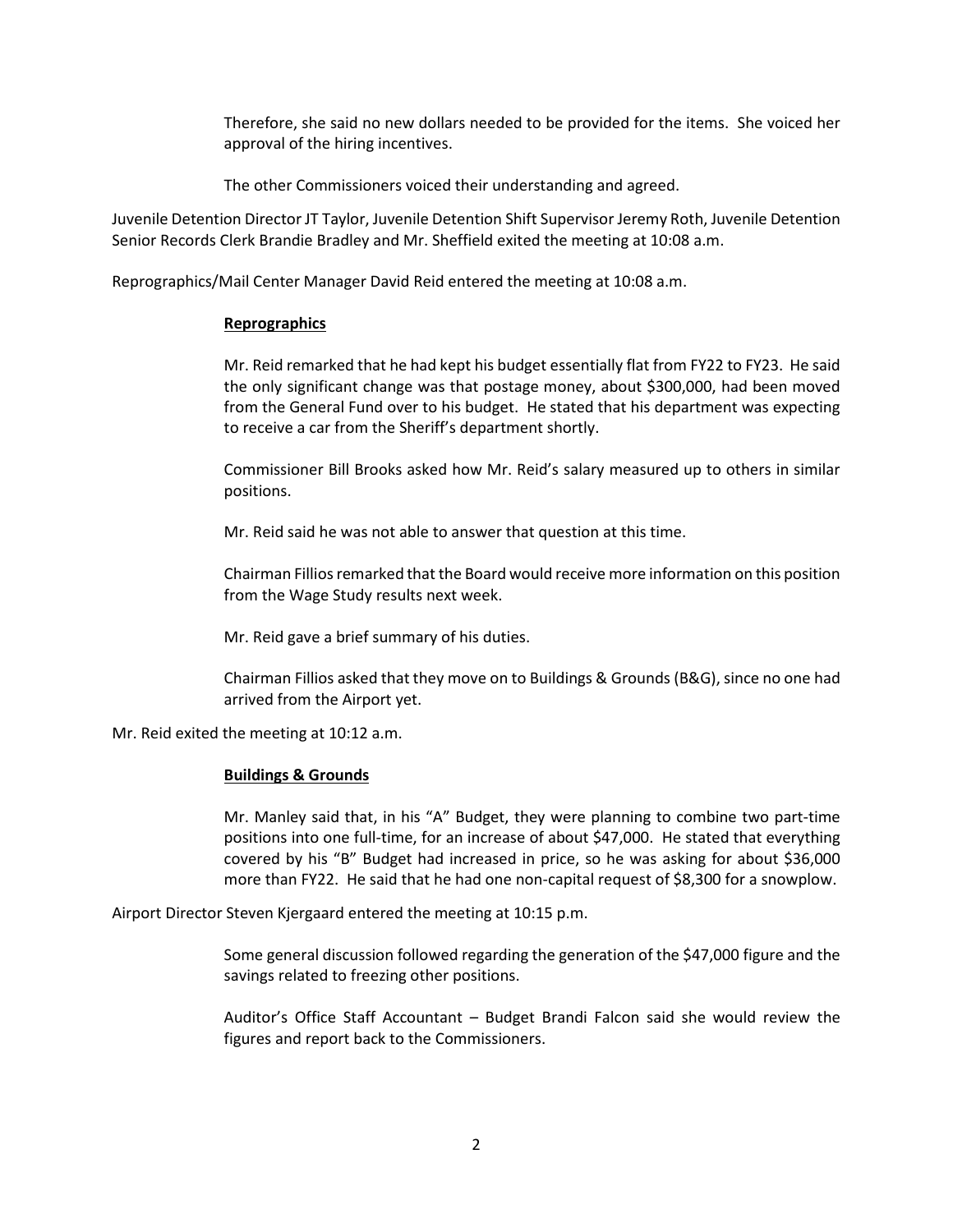Therefore, she said no new dollars needed to be provided for the items. She voiced her approval of the hiring incentives.

The other Commissioners voiced their understanding and agreed.

Juvenile Detention Director JT Taylor, Juvenile Detention Shift Supervisor Jeremy Roth, Juvenile Detention Senior Records Clerk Brandie Bradley and Mr. Sheffield exited the meeting at 10:08 a.m.

Reprographics/Mail Center Manager David Reid entered the meeting at 10:08 a.m.

**Reprographics**

Mr. Reid remarked that he had kept his budget essentially flat from FY22 to FY23. He said the only significant change was that postage money, about $300,000, had been moved from the General Fund over to his budget. He stated that his department was expecting to receive a car from the Sheriff's department shortly.

Commissioner Bill Brooks asked how Mr. Reid's salary measured up to others in similar positions.

Mr. Reid said he was not able to answer that question at this time.

Chairman Fillios remarked that the Board would receive more information on this position from the Wage Study results next week.

Mr. Reid gave a brief summary of his duties.

Chairman Fillios asked that they move on to Buildings & Grounds (B&G), since no one had arrived from the Airport yet.

Mr. Reid exited the meeting at 10:12 a.m.

**Buildings & Grounds**

Mr. Manley said that, in his "A" Budget, they were planning to combine two part-time positions into one full-time, for an increase of about $47,000. He stated that everything covered by his "B" Budget had increased in price, so he was asking for about $36,000 more than FY22. He said that he had one non-capital request of $8,300 for a snowplow.

Airport Director Steven Kjergaard entered the meeting at 10:15 p.m.

Some general discussion followed regarding the generation of the $47,000 figure and the savings related to freezing other positions.

Auditor's Office Staff Accountant – Budget Brandi Falcon said she would review the figures and report back to the Commissioners.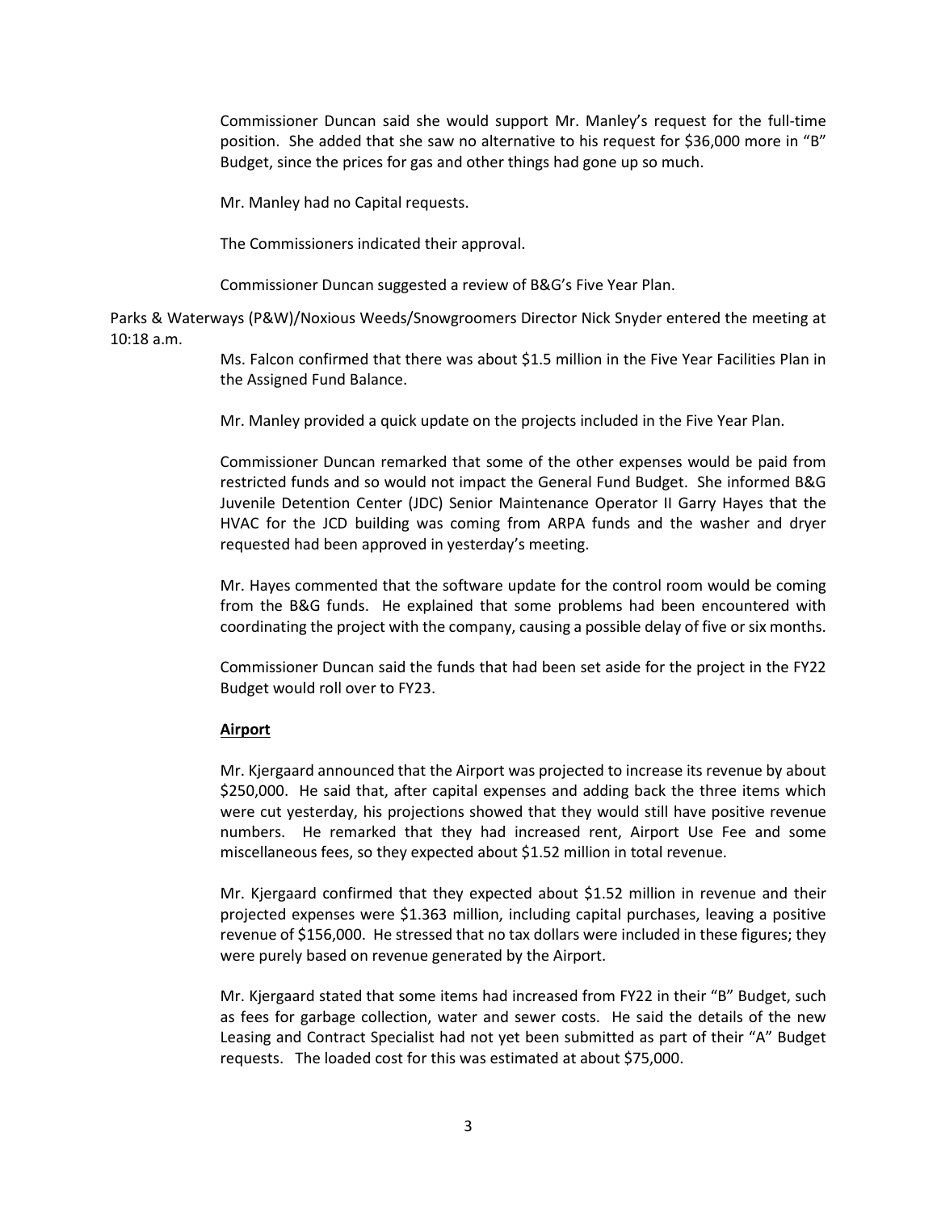Commissioner Duncan said she would support Mr. Manley's request for the full-time position. She added that she saw no alternative to his request for $36,000 more in "B" Budget, since the prices for gas and other things had gone up so much.

Mr. Manley had no Capital requests.

The Commissioners indicated their approval.

Commissioner Duncan suggested a review of B&G's Five Year Plan.

Parks & Waterways (P&W)/Noxious Weeds/Snowgroomers Director Nick Snyder entered the meeting at 10:18 a.m.

Ms. Falcon confirmed that there was about $1.5 million in the Five Year Facilities Plan in the Assigned Fund Balance.

Mr. Manley provided a quick update on the projects included in the Five Year Plan.

Commissioner Duncan remarked that some of the other expenses would be paid from restricted funds and so would not impact the General Fund Budget. She informed B&G Juvenile Detention Center (JDC) Senior Maintenance Operator II Garry Hayes that the HVAC for the JCD building was coming from ARPA funds and the washer and dryer requested had been approved in yesterday's meeting.

Mr. Hayes commented that the software update for the control room would be coming from the B&G funds. He explained that some problems had been encountered with coordinating the project with the company, causing a possible delay of five or six months.

Commissioner Duncan said the funds that had been set aside for the project in the FY22 Budget would roll over to FY23.

**Airport**

Mr. Kjergaard announced that the Airport was projected to increase its revenue by about $250,000. He said that, after capital expenses and adding back the three items which were cut yesterday, his projections showed that they would still have positive revenue numbers. He remarked that they had increased rent, Airport Use Fee and some miscellaneous fees, so they expected about $1.52 million in total revenue.

Mr. Kjergaard confirmed that they expected about $1.52 million in revenue and their projected expenses were $1.363 million, including capital purchases, leaving a positive revenue of $156,000. He stressed that no tax dollars were included in these figures; they were purely based on revenue generated by the Airport.

Mr. Kjergaard stated that some items had increased from FY22 in their "B" Budget, such as fees for garbage collection, water and sewer costs. He said the details of the new Leasing and Contract Specialist had not yet been submitted as part of their "A" Budget requests. The loaded cost for this was estimated at about $75,000.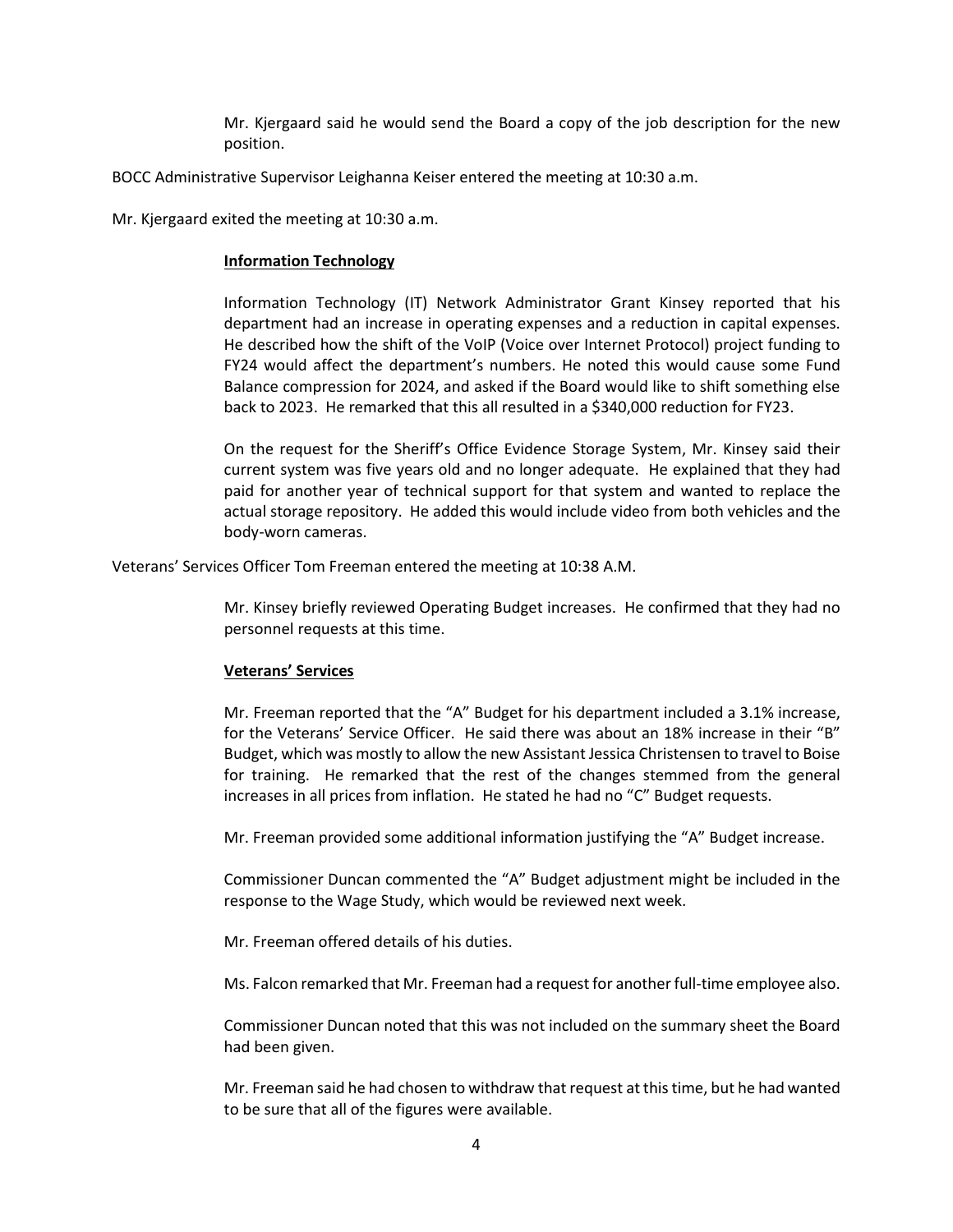Mr. Kjergaard said he would send the Board a copy of the job description for the new position.

BOCC Administrative Supervisor Leighanna Keiser entered the meeting at 10:30 a.m.

Mr. Kjergaard exited the meeting at 10:30 a.m.

**Information Technology**

Information Technology (IT) Network Administrator Grant Kinsey reported that his department had an increase in operating expenses and a reduction in capital expenses. He described how the shift of the VoIP (Voice over Internet Protocol) project funding to FY24 would affect the department's numbers. He noted this would cause some Fund Balance compression for 2024, and asked if the Board would like to shift something else back to 2023. He remarked that this all resulted in a $340,000 reduction for FY23.

On the request for the Sheriff's Office Evidence Storage System, Mr. Kinsey said their current system was five years old and no longer adequate. He explained that they had paid for another year of technical support for that system and wanted to replace the actual storage repository. He added this would include video from both vehicles and the body-worn cameras.

Veterans' Services Officer Tom Freeman entered the meeting at 10:38 A.M.

Mr. Kinsey briefly reviewed Operating Budget increases. He confirmed that they had no personnel requests at this time.

**Veterans' Services**

Mr. Freeman reported that the "A" Budget for his department included a 3.1% increase, for the Veterans' Service Officer. He said there was about an 18% increase in their "B" Budget, which was mostly to allow the new Assistant Jessica Christensen to travel to Boise for training. He remarked that the rest of the changes stemmed from the general increases in all prices from inflation. He stated he had no "C" Budget requests.

Mr. Freeman provided some additional information justifying the "A" Budget increase.

Commissioner Duncan commented the "A" Budget adjustment might be included in the response to the Wage Study, which would be reviewed next week.

Mr. Freeman offered details of his duties.

Ms. Falcon remarked that Mr. Freeman had a request for another full-time employee also.

Commissioner Duncan noted that this was not included on the summary sheet the Board had been given.

Mr. Freeman said he had chosen to withdraw that request at this time, but he had wanted to be sure that all of the figures were available.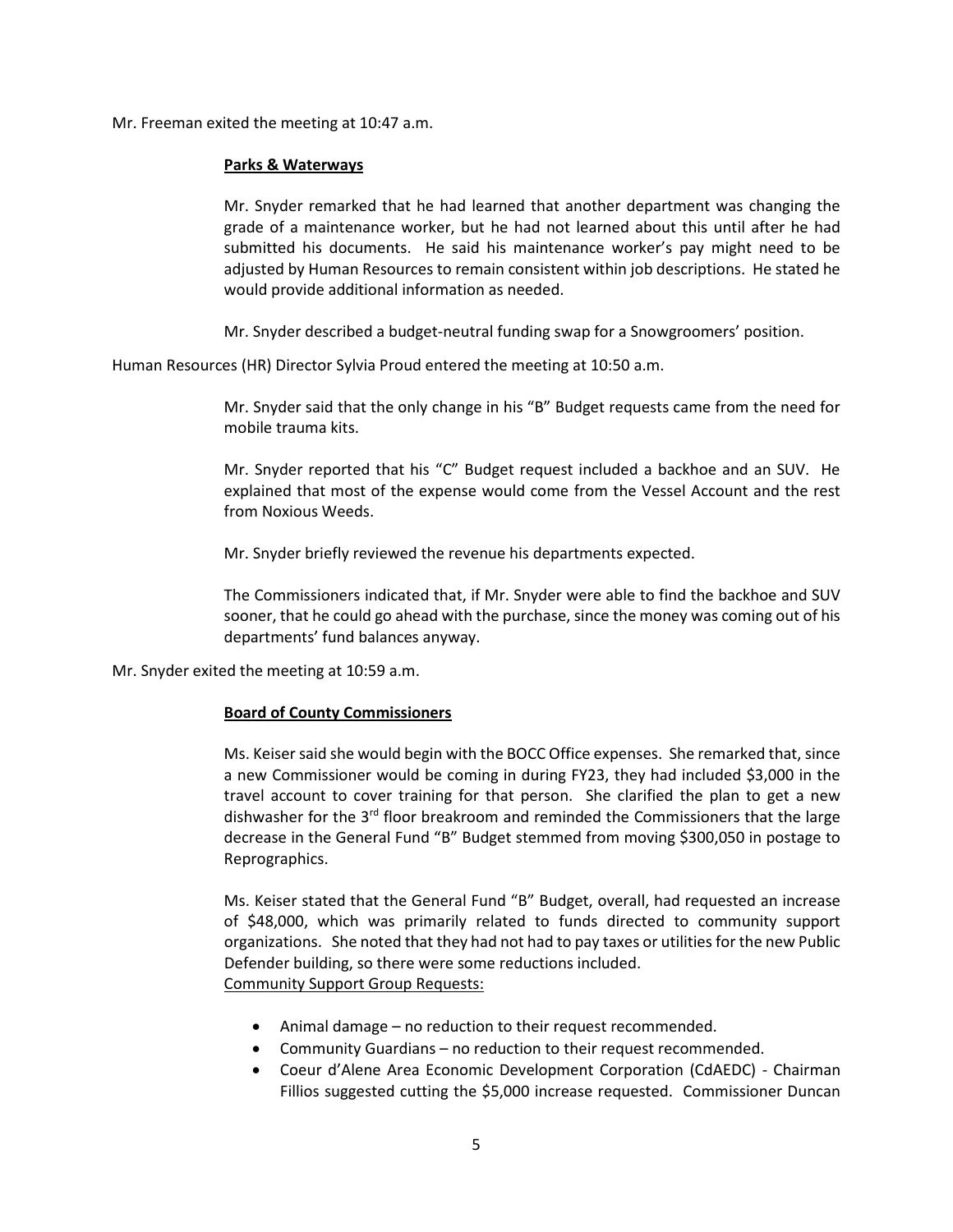Mr. Freeman exited the meeting at 10:47 a.m.

**Parks & Waterways**

Mr. Snyder remarked that he had learned that another department was changing the grade of a maintenance worker, but he had not learned about this until after he had submitted his documents. He said his maintenance worker's pay might need to be adjusted by Human Resources to remain consistent within job descriptions. He stated he would provide additional information as needed.

Mr. Snyder described a budget-neutral funding swap for a Snowgroomers' position.

Human Resources (HR) Director Sylvia Proud entered the meeting at 10:50 a.m.

Mr. Snyder said that the only change in his "B" Budget requests came from the need for mobile trauma kits.

Mr. Snyder reported that his "C" Budget request included a backhoe and an SUV. He explained that most of the expense would come from the Vessel Account and the rest from Noxious Weeds.

Mr. Snyder briefly reviewed the revenue his departments expected.

The Commissioners indicated that, if Mr. Snyder were able to find the backhoe and SUV sooner, that he could go ahead with the purchase, since the money was coming out of his departments' fund balances anyway.

Mr. Snyder exited the meeting at 10:59 a.m.

**Board of County Commissioners**

Ms. Keiser said she would begin with the BOCC Office expenses. She remarked that, since a new Commissioner would be coming in during FY23, they had included $3,000 in the travel account to cover training for that person. She clarified the plan to get a new dishwasher for the 3rd floor breakroom and reminded the Commissioners that the large decrease in the General Fund "B" Budget stemmed from moving $300,050 in postage to Reprographics.

Ms. Keiser stated that the General Fund "B" Budget, overall, had requested an increase of $48,000, which was primarily related to funds directed to community support organizations. She noted that they had not had to pay taxes or utilities for the new Public Defender building, so there were some reductions included.

Community Support Group Requests:

- Animal damage – no reduction to their request recommended.
- Community Guardians – no reduction to their request recommended.
- Coeur d'Alene Area Economic Development Corporation (CdAEDC) - Chairman Fillios suggested cutting the $5,000 increase requested. Commissioner Duncan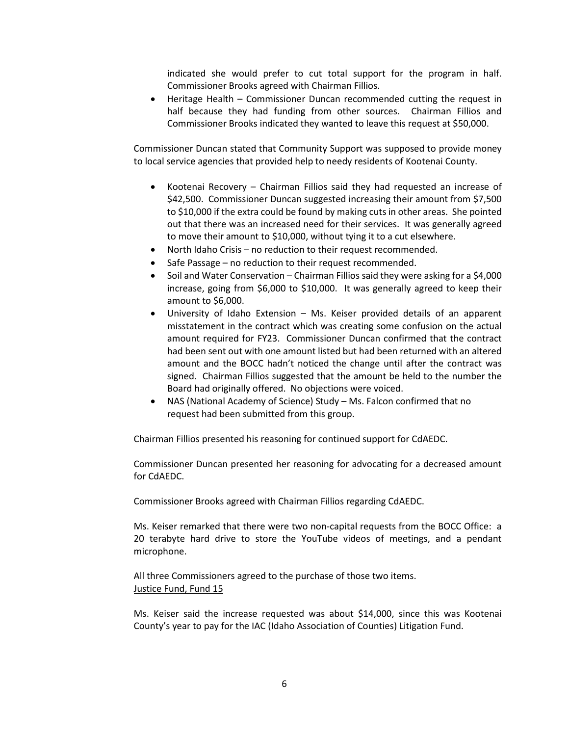indicated she would prefer to cut total support for the program in half. Commissioner Brooks agreed with Chairman Fillios.

- Heritage Health – Commissioner Duncan recommended cutting the request in half because they had funding from other sources. Chairman Fillios and Commissioner Brooks indicated they wanted to leave this request at $50,000.

Commissioner Duncan stated that Community Support was supposed to provide money to local service agencies that provided help to needy residents of Kootenai County.

- Kootenai Recovery – Chairman Fillios said they had requested an increase of $42,500. Commissioner Duncan suggested increasing their amount from $7,500 to $10,000 if the extra could be found by making cuts in other areas. She pointed out that there was an increased need for their services. It was generally agreed to move their amount to $10,000, without tying it to a cut elsewhere.
- North Idaho Crisis – no reduction to their request recommended.
- Safe Passage – no reduction to their request recommended.
- Soil and Water Conservation – Chairman Fillios said they were asking for a $4,000 increase, going from $6,000 to $10,000. It was generally agreed to keep their amount to $6,000.
- University of Idaho Extension – Ms. Keiser provided details of an apparent misstatement in the contract which was creating some confusion on the actual amount required for FY23. Commissioner Duncan confirmed that the contract had been sent out with one amount listed but had been returned with an altered amount and the BOCC hadn't noticed the change until after the contract was signed. Chairman Fillios suggested that the amount be held to the number the Board had originally offered. No objections were voiced.
- NAS (National Academy of Science) Study – Ms. Falcon confirmed that no request had been submitted from this group.

Chairman Fillios presented his reasoning for continued support for CdAEDC.

Commissioner Duncan presented her reasoning for advocating for a decreased amount for CdAEDC.

Commissioner Brooks agreed with Chairman Fillios regarding CdAEDC.

Ms. Keiser remarked that there were two non-capital requests from the BOCC Office: a 20 terabyte hard drive to store the YouTube videos of meetings, and a pendant microphone.

All three Commissioners agreed to the purchase of those two items.

Justice Fund, Fund 15

Ms. Keiser said the increase requested was about $14,000, since this was Kootenai County's year to pay for the IAC (Idaho Association of Counties) Litigation Fund.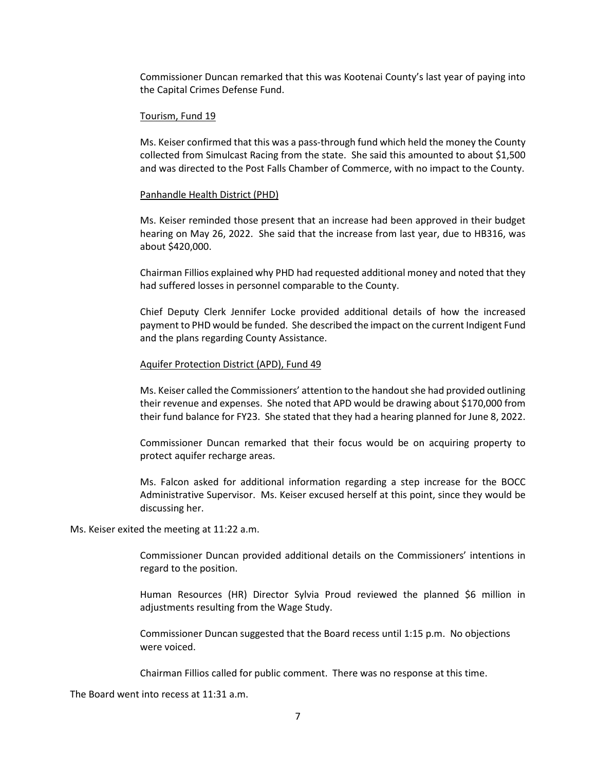Commissioner Duncan remarked that this was Kootenai County's last year of paying into the Capital Crimes Defense Fund.

Tourism, Fund 19

Ms. Keiser confirmed that this was a pass-through fund which held the money the County collected from Simulcast Racing from the state. She said this amounted to about $1,500 and was directed to the Post Falls Chamber of Commerce, with no impact to the County.

Panhandle Health District (PHD)

Ms. Keiser reminded those present that an increase had been approved in their budget hearing on May 26, 2022. She said that the increase from last year, due to HB316, was about $420,000.

Chairman Fillios explained why PHD had requested additional money and noted that they had suffered losses in personnel comparable to the County.

Chief Deputy Clerk Jennifer Locke provided additional details of how the increased payment to PHD would be funded. She described the impact on the current Indigent Fund and the plans regarding County Assistance.

Aquifer Protection District (APD), Fund 49

Ms. Keiser called the Commissioners' attention to the handout she had provided outlining their revenue and expenses. She noted that APD would be drawing about $170,000 from their fund balance for FY23. She stated that they had a hearing planned for June 8, 2022.

Commissioner Duncan remarked that their focus would be on acquiring property to protect aquifer recharge areas.

Ms. Falcon asked for additional information regarding a step increase for the BOCC Administrative Supervisor. Ms. Keiser excused herself at this point, since they would be discussing her.

Ms. Keiser exited the meeting at 11:22 a.m.

Commissioner Duncan provided additional details on the Commissioners' intentions in regard to the position.

Human Resources (HR) Director Sylvia Proud reviewed the planned $6 million in adjustments resulting from the Wage Study.

Commissioner Duncan suggested that the Board recess until 1:15 p.m. No objections were voiced.

Chairman Fillios called for public comment. There was no response at this time.

The Board went into recess at 11:31 a.m.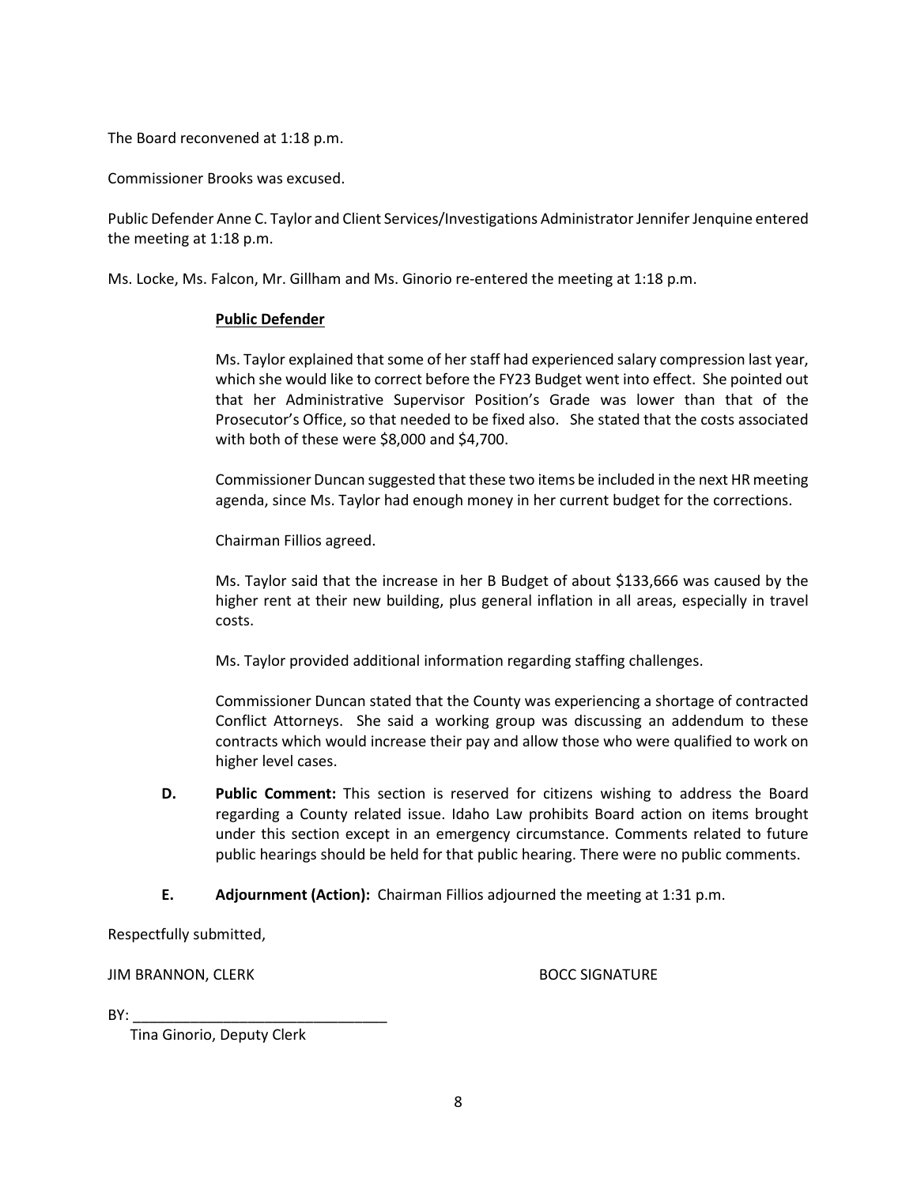The Board reconvened at 1:18 p.m.

Commissioner Brooks was excused.

Public Defender Anne C. Taylor and Client Services/Investigations Administrator Jennifer Jenquine entered the meeting at 1:18 p.m.

Ms. Locke, Ms. Falcon, Mr. Gillham and Ms. Ginorio re-entered the meeting at 1:18 p.m.

**Public Defender**

Ms. Taylor explained that some of her staff had experienced salary compression last year, which she would like to correct before the FY23 Budget went into effect. She pointed out that her Administrative Supervisor Position's Grade was lower than that of the Prosecutor's Office, so that needed to be fixed also. She stated that the costs associated with both of these were $8,000 and $4,700.

Commissioner Duncan suggested that these two items be included in the next HR meeting agenda, since Ms. Taylor had enough money in her current budget for the corrections.

Chairman Fillios agreed.

Ms. Taylor said that the increase in her B Budget of about $133,666 was caused by the higher rent at their new building, plus general inflation in all areas, especially in travel costs.

Ms. Taylor provided additional information regarding staffing challenges.

Commissioner Duncan stated that the County was experiencing a shortage of contracted Conflict Attorneys. She said a working group was discussing an addendum to these contracts which would increase their pay and allow those who were qualified to work on higher level cases.

**D. Public Comment:** This section is reserved for citizens wishing to address the Board regarding a County related issue. Idaho Law prohibits Board action on items brought under this section except in an emergency circumstance. Comments related to future public hearings should be held for that public hearing. There were no public comments.

**E. Adjournment (Action):** Chairman Fillios adjourned the meeting at 1:31 p.m.

Respectfully submitted,

JIM BRANNON, CLERK BOCC SIGNATURE

BY: ______________________________

Tina Ginorio, Deputy Clerk